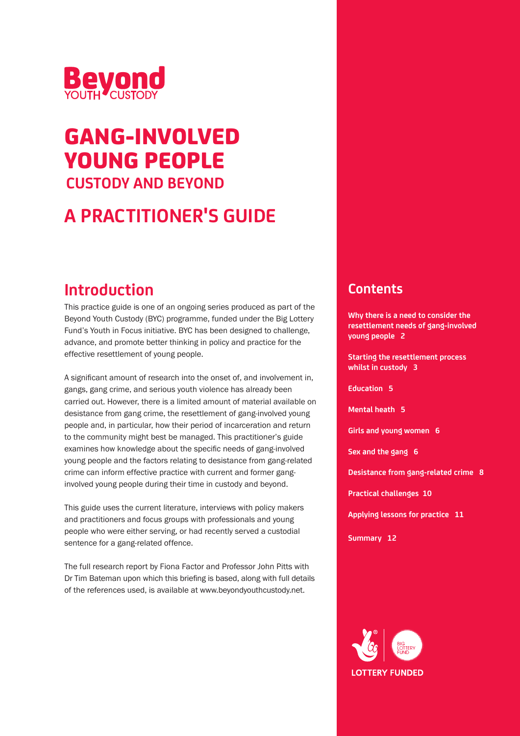# Beyond YOUTH CUSTODY

# GANG-INVOLVED YOUNG PEOPLE

## CUSTODY AND BEYOND

# A PRACTITIONER'S GUIDE

## Introduction

This practice guide is one of an ongoing series produced as part of the Beyond Youth Custody (BYC) programme, funded under the Big Lottery Fund's Youth in Focus initiative. BYC has been designed to challenge, advance, and promote better thinking in policy and practice for the effective resettlement of young people.

A significant amount of research into the onset of, and involvement in, gangs, gang crime, and serious youth violence has already been carried out. However, there is a limited amount of material available on desistance from gang crime, the resettlement of gang-involved young people and, in particular, how their period of incarceration and return to the community might best be managed. This practitioner's guide examines how knowledge about the specific needs of gang-involved young people and the factors relating to desistance from gang-related crime can inform effective practice with current and former gang-involved young people during their time in custody and beyond.

This guide uses the current literature, interviews with policy makers and practitioners and focus groups with professionals and young people who were either serving, or had recently served a custodial sentence for a gang-related offence.

The full research report by Fiona Factor and Professor John Pitts with Dr Tim Bateman upon which this briefing is based, along with full details of the references used, is available at www.beyondyouthcustody.net.

## Contents

**Why there is a need to consider the resettlement needs of gang-involved young people 2**

**Starting the resettlement process whilst in custody 3**

**Education 5**

**Mental heath 5**

**Girls and young women 6**

**Sex and the gang 6**

**Desistance from gang-related crime 8**

**Practical challenges 10**

**Applying lessons for practice 11**

**Summary 12**

BIG LOTTERY FUND

LOTTERY FUNDED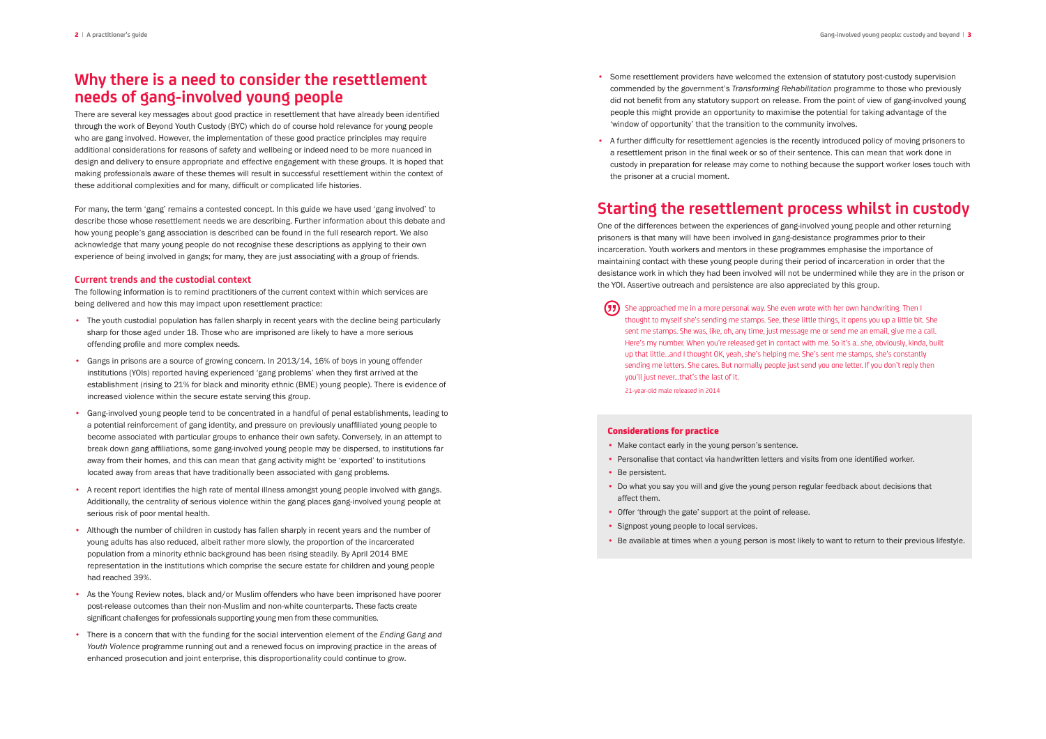## Why there is a need to consider the resettlement needs of gang-involved young people

There are several key messages about good practice in resettlement that have already been identified through the work of Beyond Youth Custody (BYC) which do of course hold relevance for young people who are gang involved. However, the implementation of these good practice principles may require additional considerations for reasons of safety and wellbeing or indeed need to be more nuanced in design and delivery to ensure appropriate and effective engagement with these groups. It is hoped that making professionals aware of these themes will result in successful resettlement within the context of these additional complexities and for many, difficult or complicated life histories.

For many, the term 'gang' remains a contested concept. In this guide we have used 'gang involved' to describe those whose resettlement needs we are describing. Further information about this debate and how young people's gang association is described can be found in the full research report. We also acknowledge that many young people do not recognise these descriptions as applying to their own experience of being involved in gangs; for many, they are just associating with a group of friends.

### Current trends and the custodial context

The following information is to remind practitioners of the current context within which services are being delivered and how this may impact upon resettlement practice:

- The youth custodial population has fallen sharply in recent years with the decline being particularly sharp for those aged under 18. Those who are imprisoned are likely to have a more serious offending profile and more complex needs.
- Gangs in prisons are a source of growing concern. In 2013/14, 16% of boys in young offender institutions (YOIs) reported having experienced 'gang problems' when they first arrived at the establishment (rising to 21% for black and minority ethnic (BME) young people). There is evidence of increased violence within the secure estate serving this group.
- Gang-involved young people tend to be concentrated in a handful of penal establishments, leading to a potential reinforcement of gang identity, and pressure on previously unaffiliated young people to become associated with particular groups to enhance their own safety. Conversely, in an attempt to break down gang affiliations, some gang-involved young people may be dispersed, to institutions far away from their homes, and this can mean that gang activity might be 'exported' to institutions located away from areas that have traditionally been associated with gang problems.
- A recent report identifies the high rate of mental illness amongst young people involved with gangs. Additionally, the centrality of serious violence within the gang places gang-involved young people at serious risk of poor mental health.
- Although the number of children in custody has fallen sharply in recent years and the number of young adults has also reduced, albeit rather more slowly, the proportion of the incarcerated population from a minority ethnic background has been rising steadily. By April 2014 BME representation in the institutions which comprise the secure estate for children and young people had reached 39%.
- As the Young Review notes, black and/or Muslim offenders who have been imprisoned have poorer post-release outcomes than their non-Muslim and non-white counterparts. These facts create significant challenges for professionals supporting young men from these communities.
- There is a concern that with the funding for the social intervention element of the *Ending Gang and Youth Violence* programme running out and a renewed focus on improving practice in the areas of enhanced prosecution and joint enterprise, this disproportionality could continue to grow.
- Some resettlement providers have welcomed the extension of statutory post-custody supervision commended by the government's *Transforming Rehabilitation* programme to those who previously did not benefit from any statutory support on release. From the point of view of gang-involved young people this might provide an opportunity to maximise the potential for taking advantage of the 'window of opportunity' that the transition to the community involves.
- A further difficulty for resettlement agencies is the recently introduced policy of moving prisoners to a resettlement prison in the final week or so of their sentence. This can mean that work done in custody in preparation for release may come to nothing because the support worker loses touch with the prisoner at a crucial moment.

## Starting the resettlement process whilst in custody

One of the differences between the experiences of gang-involved young people and other returning prisoners is that many will have been involved in gang-desistance programmes prior to their incarceration. Youth workers and mentors in these programmes emphasise the importance of maintaining contact with these young people during their period of incarceration in order that the desistance work in which they had been involved will not be undermined while they are in the prison or the YOI. Assertive outreach and persistence are also appreciated by this group.

> She approached me in a more personal way. She even wrote with her own handwriting. Then I thought to myself she's sending me stamps. See, these little things, it opens you up a little bit. She sent me stamps. She was, like, oh, any time, just message me or send me an email, give me a call. Here's my number. When you're released get in contact with me. So it's a…she, obviously, kinda, built up that little…and I thought OK, yeah, she's helping me. She's sent me stamps, she's constantly sending me letters. She cares. But normally people just send you one letter. If you don't reply then you'll just never…that's the last of it.
>
> 21-year-old male released in 2014

### Considerations for practice

- Make contact early in the young person's sentence.
- Personalise that contact via handwritten letters and visits from one identified worker.
- Be persistent.
- Do what you say you will and give the young person regular feedback about decisions that affect them.
- Offer 'through the gate' support at the point of release.
- Signpost young people to local services.
- Be available at times when a young person is most likely to want to return to their previous lifestyle.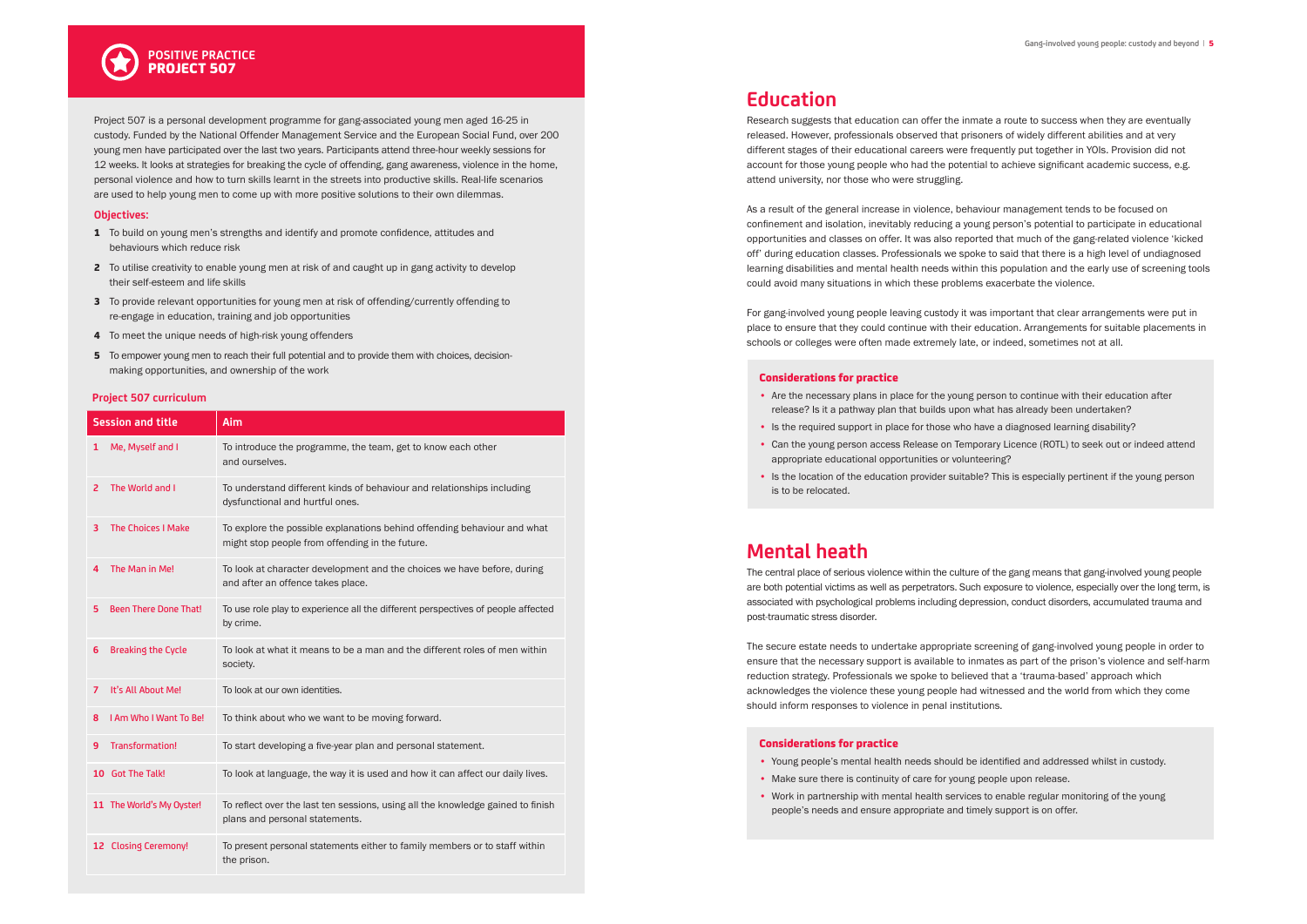## POSITIVE PRACTICE PROJECT 507

Project 507 is a personal development programme for gang-associated young men aged 16-25 in custody. Funded by the National Offender Management Service and the European Social Fund, over 200 young men have participated over the last two years. Participants attend three-hour weekly sessions for 12 weeks. It looks at strategies for breaking the cycle of offending, gang awareness, violence in the home, personal violence and how to turn skills learnt in the streets into productive skills. Real-life scenarios are used to help young men to come up with more positive solutions to their own dilemmas.

### Objectives:

1. To build on young men's strengths and identify and promote confidence, attitudes and behaviours which reduce risk
2. To utilise creativity to enable young men at risk of and caught up in gang activity to develop their self-esteem and life skills
3. To provide relevant opportunities for young men at risk of offending/currently offending to re-engage in education, training and job opportunities
4. To meet the unique needs of high-risk young offenders
5. To empower young men to reach their full potential and to provide them with choices, decision-making opportunities, and ownership of the work

### Project 507 curriculum

| Session and title | Aim |
|---|---|
| 1 Me, Myself and I | To introduce the programme, the team, get to know each other and ourselves. |
| 2 The World and I | To understand different kinds of behaviour and relationships including dysfunctional and hurtful ones. |
| 3 The Choices I Make | To explore the possible explanations behind offending behaviour and what might stop people from offending in the future. |
| 4 The Man in Me! | To look at character development and the choices we have before, during and after an offence takes place. |
| 5 Been There Done That! | To use role play to experience all the different perspectives of people affected by crime. |
| 6 Breaking the Cycle | To look at what it means to be a man and the different roles of men within society. |
| 7 It's All About Me! | To look at our own identities. |
| 8 I Am Who I Want To Be! | To think about who we want to be moving forward. |
| 9 Transformation! | To start developing a five-year plan and personal statement. |
| 10 Got The Talk! | To look at language, the way it is used and how it can affect our daily lives. |
| 11 The World's My Oyster! | To reflect over the last ten sessions, using all the knowledge gained to finish plans and personal statements. |
| 12 Closing Ceremony! | To present personal statements either to family members or to staff within the prison. |

## Education

Research suggests that education can offer the inmate a route to success when they are eventually released. However, professionals observed that prisoners of widely different abilities and at very different stages of their educational careers were frequently put together in YOIs. Provision did not account for those young people who had the potential to achieve significant academic success, e.g. attend university, nor those who were struggling.

As a result of the general increase in violence, behaviour management tends to be focused on confinement and isolation, inevitably reducing a young person's potential to participate in educational opportunities and classes on offer. It was also reported that much of the gang-related violence 'kicked off' during education classes. Professionals we spoke to said that there is a high level of undiagnosed learning disabilities and mental health needs within this population and the early use of screening tools could avoid many situations in which these problems exacerbate the violence.

For gang-involved young people leaving custody it was important that clear arrangements were put in place to ensure that they could continue with their education. Arrangements for suitable placements in schools or colleges were often made extremely late, or indeed, sometimes not at all.

### Considerations for practice

- Are the necessary plans in place for the young person to continue with their education after release? Is it a pathway plan that builds upon what has already been undertaken?
- Is the required support in place for those who have a diagnosed learning disability?
- Can the young person access Release on Temporary Licence (ROTL) to seek out or indeed attend appropriate educational opportunities or volunteering?
- Is the location of the education provider suitable? This is especially pertinent if the young person is to be relocated.

## Mental heath

The central place of serious violence within the culture of the gang means that gang-involved young people are both potential victims as well as perpetrators. Such exposure to violence, especially over the long term, is associated with psychological problems including depression, conduct disorders, accumulated trauma and post-traumatic stress disorder.

The secure estate needs to undertake appropriate screening of gang-involved young people in order to ensure that the necessary support is available to inmates as part of the prison's violence and self-harm reduction strategy. Professionals we spoke to believed that a 'trauma-based' approach which acknowledges the violence these young people had witnessed and the world from which they come should inform responses to violence in penal institutions.

### Considerations for practice

- Young people's mental health needs should be identified and addressed whilst in custody.
- Make sure there is continuity of care for young people upon release.
- Work in partnership with mental health services to enable regular monitoring of the young people's needs and ensure appropriate and timely support is on offer.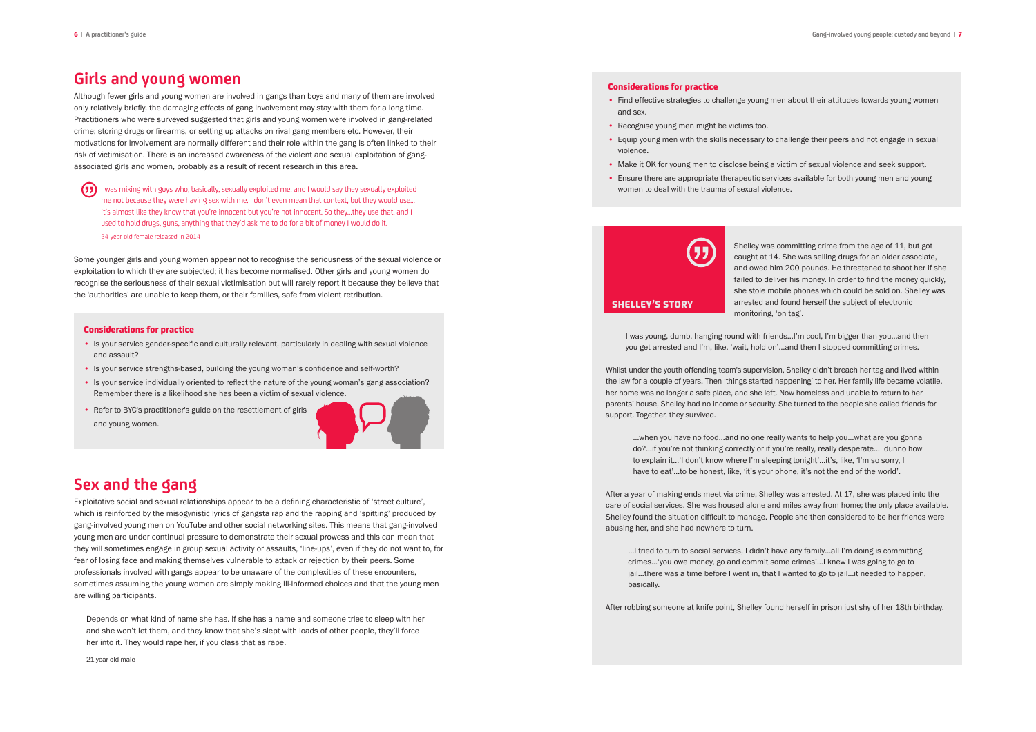## Girls and young women

Although fewer girls and young women are involved in gangs than boys and many of them are involved only relatively briefly, the damaging effects of gang involvement may stay with them for a long time. Practitioners who were surveyed suggested that girls and young women were involved in gang-related crime; storing drugs or firearms, or setting up attacks on rival gang members etc. However, their motivations for involvement are normally different and their role within the gang is often linked to their risk of victimisation. There is an increased awareness of the violent and sexual exploitation of gang-associated girls and women, probably as a result of recent research in this area.

> I was mixing with guys who, basically, sexually exploited me, and I would say they sexually exploited me not because they were having sex with me. I don't even mean that context, but they would use... it's almost like they know that you're innocent but you're not innocent. So they...they use that, and I used to hold drugs, guns, anything that they'd ask me to do for a bit of money I would do it.
>
> 24-year-old female released in 2014

Some younger girls and young women appear not to recognise the seriousness of the sexual violence or exploitation to which they are subjected; it has become normalised. Other girls and young women do recognise the seriousness of their sexual victimisation but will rarely report it because they believe that the 'authorities' are unable to keep them, or their families, safe from violent retribution.

### Considerations for practice

- Is your service gender-specific and culturally relevant, particularly in dealing with sexual violence and assault?
- Is your service strengths-based, building the young woman's confidence and self-worth?
- Is your service individually oriented to reflect the nature of the young woman's gang association? Remember there is a likelihood she has been a victim of sexual violence.
- Refer to BYC's practitioner's guide on the resettlement of girls and young women.

## Sex and the gang

Exploitative social and sexual relationships appear to be a defining characteristic of 'street culture', which is reinforced by the misogynistic lyrics of gangsta rap and the rapping and 'spitting' produced by gang-involved young men on YouTube and other social networking sites. This means that gang-involved young men are under continual pressure to demonstrate their sexual prowess and this can mean that they will sometimes engage in group sexual activity or assaults, 'line-ups', even if they do not want to, for fear of losing face and making themselves vulnerable to attack or rejection by their peers. Some professionals involved with gangs appear to be unaware of the complexities of these encounters, sometimes assuming the young women are simply making ill-informed choices and that the young men are willing participants.

> Depends on what kind of name she has. If she has a name and someone tries to sleep with her and she won't let them, and they know that she's slept with loads of other people, they'll force her into it. They would rape her, if you class that as rape.
>
> 21-year-old male

### Considerations for practice

- Find effective strategies to challenge young men about their attitudes towards young women and sex.
- Recognise young men might be victims too.
- Equip young men with the skills necessary to challenge their peers and not engage in sexual violence.
- Make it OK for young men to disclose being a victim of sexual violence and seek support.
- Ensure there are appropriate therapeutic services available for both young men and young women to deal with the trauma of sexual violence.

### SHELLEY'S STORY

Shelley was committing crime from the age of 11, but got caught at 14. She was selling drugs for an older associate, and owed him 200 pounds. He threatened to shoot her if she failed to deliver his money. In order to find the money quickly, she stole mobile phones which could be sold on. Shelley was arrested and found herself the subject of electronic monitoring, 'on tag'.

> I was young, dumb, hanging round with friends...I'm cool, I'm bigger than you...and then you get arrested and I'm, like, 'wait, hold on'...and then I stopped committing crimes.

Whilst under the youth offending team's supervision, Shelley didn't breach her tag and lived within the law for a couple of years. Then 'things started happening' to her. Her family life became volatile, her home was no longer a safe place, and she left. Now homeless and unable to return to her parents' house, Shelley had no income or security. She turned to the people she called friends for support. Together, they survived.

> ...when you have no food...and no one really wants to help you...what are you gonna do?...if you're not thinking correctly or if you're really, really desperate...I dunno how to explain it...'I don't know where I'm sleeping tonight'...it's, like, 'I'm so sorry, I have to eat'...to be honest, like, 'it's your phone, it's not the end of the world'.

After a year of making ends meet via crime, Shelley was arrested. At 17, she was placed into the care of social services. She was housed alone and miles away from home; the only place available. Shelley found the situation difficult to manage. People she then considered to be her friends were abusing her, and she had nowhere to turn.

> ...I tried to turn to social services, I didn't have any family...all I'm doing is committing crimes...'you owe money, go and commit some crimes'...I knew I was going to go to jail...there was a time before I went in, that I wanted to go to jail...it needed to happen, basically.

After robbing someone at knife point, Shelley found herself in prison just shy of her 18th birthday.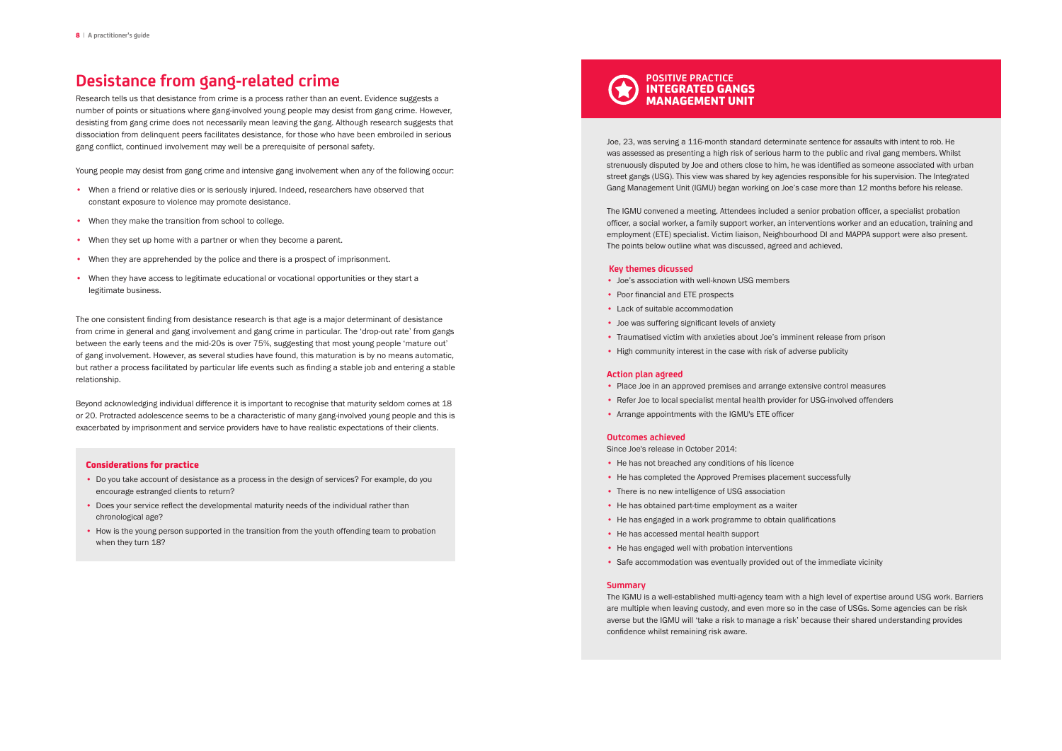# Desistance from gang-related crime

Research tells us that desistance from crime is a process rather than an event. Evidence suggests a number of points or situations where gang-involved young people may desist from gang crime. However, desisting from gang crime does not necessarily mean leaving the gang. Although research suggests that dissociation from delinquent peers facilitates desistance, for those who have been embroiled in serious gang conflict, continued involvement may well be a prerequisite of personal safety.

Young people may desist from gang crime and intensive gang involvement when any of the following occur:

- When a friend or relative dies or is seriously injured. Indeed, researchers have observed that constant exposure to violence may promote desistance.
- When they make the transition from school to college.
- When they set up home with a partner or when they become a parent.
- When they are apprehended by the police and there is a prospect of imprisonment.
- When they have access to legitimate educational or vocational opportunities or they start a legitimate business.

The one consistent finding from desistance research is that age is a major determinant of desistance from crime in general and gang involvement and gang crime in particular. The 'drop-out rate' from gangs between the early teens and the mid-20s is over 75%, suggesting that most young people 'mature out' of gang involvement. However, as several studies have found, this maturation is by no means automatic, but rather a process facilitated by particular life events such as finding a stable job and entering a stable relationship.

Beyond acknowledging individual difference it is important to recognise that maturity seldom comes at 18 or 20. Protracted adolescence seems to be a characteristic of many gang-involved young people and this is exacerbated by imprisonment and service providers have to have realistic expectations of their clients.

### Considerations for practice

- Do you take account of desistance as a process in the design of services? For example, do you encourage estranged clients to return?
- Does your service reflect the developmental maturity needs of the individual rather than chronological age?
- How is the young person supported in the transition from the youth offending team to probation when they turn 18?

## POSITIVE PRACTICE
## INTEGRATED GANGS MANAGEMENT UNIT

Joe, 23, was serving a 116-month standard determinate sentence for assaults with intent to rob. He was assessed as presenting a high risk of serious harm to the public and rival gang members. Whilst strenuously disputed by Joe and others close to him, he was identified as someone associated with urban street gangs (USG). This view was shared by key agencies responsible for his supervision. The Integrated Gang Management Unit (IGMU) began working on Joe's case more than 12 months before his release.

The IGMU convened a meeting. Attendees included a senior probation officer, a specialist probation officer, a social worker, a family support worker, an interventions worker and an education, training and employment (ETE) specialist. Victim liaison, Neighbourhood DI and MAPPA support were also present. The points below outline what was discussed, agreed and achieved.

### Key themes dicussed

- Joe's association with well-known USG members
- Poor financial and ETE prospects
- Lack of suitable accommodation
- Joe was suffering significant levels of anxiety
- Traumatised victim with anxieties about Joe's imminent release from prison
- High community interest in the case with risk of adverse publicity

### Action plan agreed

- Place Joe in an approved premises and arrange extensive control measures
- Refer Joe to local specialist mental health provider for USG-involved offenders
- Arrange appointments with the IGMU's ETE officer

### Outcomes achieved

Since Joe's release in October 2014:

- He has not breached any conditions of his licence
- He has completed the Approved Premises placement successfully
- There is no new intelligence of USG association
- He has obtained part-time employment as a waiter
- He has engaged in a work programme to obtain qualifications
- He has accessed mental health support
- He has engaged well with probation interventions
- Safe accommodation was eventually provided out of the immediate vicinity

### Summary

The IGMU is a well-established multi-agency team with a high level of expertise around USG work. Barriers are multiple when leaving custody, and even more so in the case of USGs. Some agencies can be risk averse but the IGMU will 'take a risk to manage a risk' because their shared understanding provides confidence whilst remaining risk aware.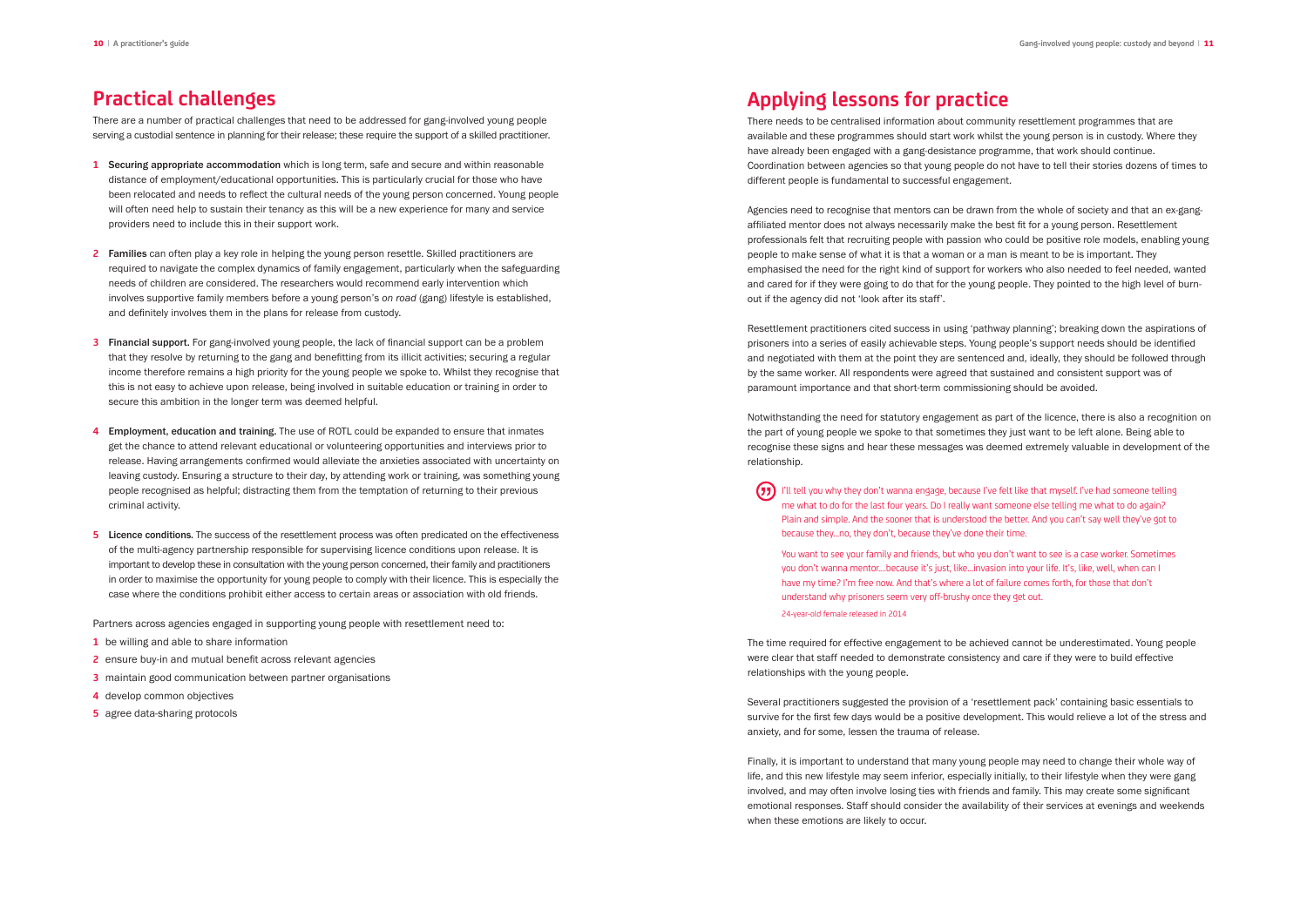## Practical challenges

There are a number of practical challenges that need to be addressed for gang-involved young people serving a custodial sentence in planning for their release; these require the support of a skilled practitioner.

1. **Securing appropriate accommodation** which is long term, safe and secure and within reasonable distance of employment/educational opportunities. This is particularly crucial for those who have been relocated and needs to reflect the cultural needs of the young person concerned. Young people will often need help to sustain their tenancy as this will be a new experience for many and service providers need to include this in their support work.

2. **Families** can often play a key role in helping the young person resettle. Skilled practitioners are required to navigate the complex dynamics of family engagement, particularly when the safeguarding needs of children are considered. The researchers would recommend early intervention which involves supportive family members before a young person's *on road* (gang) lifestyle is established, and definitely involves them in the plans for release from custody.

3. **Financial support.** For gang-involved young people, the lack of financial support can be a problem that they resolve by returning to the gang and benefitting from its illicit activities; securing a regular income therefore remains a high priority for the young people we spoke to. Whilst they recognise that this is not easy to achieve upon release, being involved in suitable education or training in order to secure this ambition in the longer term was deemed helpful.

4. **Employment, education and training.** The use of ROTL could be expanded to ensure that inmates get the chance to attend relevant educational or volunteering opportunities and interviews prior to release. Having arrangements confirmed would alleviate the anxieties associated with uncertainty on leaving custody. Ensuring a structure to their day, by attending work or training, was something young people recognised as helpful; distracting them from the temptation of returning to their previous criminal activity.

5. **Licence conditions.** The success of the resettlement process was often predicated on the effectiveness of the multi-agency partnership responsible for supervising licence conditions upon release. It is important to develop these in consultation with the young person concerned, their family and practitioners in order to maximise the opportunity for young people to comply with their licence. This is especially the case where the conditions prohibit either access to certain areas or association with old friends.

Partners across agencies engaged in supporting young people with resettlement need to:

1. be willing and able to share information
2. ensure buy-in and mutual benefit across relevant agencies
3. maintain good communication between partner organisations
4. develop common objectives
5. agree data-sharing protocols

## Applying lessons for practice

There needs to be centralised information about community resettlement programmes that are available and these programmes should start work whilst the young person is in custody. Where they have already been engaged with a gang-desistance programme, that work should continue. Coordination between agencies so that young people do not have to tell their stories dozens of times to different people is fundamental to successful engagement.

Agencies need to recognise that mentors can be drawn from the whole of society and that an ex-gang-affiliated mentor does not always necessarily make the best fit for a young person. Resettlement professionals felt that recruiting people with passion who could be positive role models, enabling young people to make sense of what it is that a woman or a man is meant to be is important. They emphasised the need for the right kind of support for workers who also needed to feel needed, wanted and cared for if they were going to do that for the young people. They pointed to the high level of burn-out if the agency did not 'look after its staff'.

Resettlement practitioners cited success in using 'pathway planning'; breaking down the aspirations of prisoners into a series of easily achievable steps. Young people's support needs should be identified and negotiated with them at the point they are sentenced and, ideally, they should be followed through by the same worker. All respondents were agreed that sustained and consistent support was of paramount importance and that short-term commissioning should be avoided.

Notwithstanding the need for statutory engagement as part of the licence, there is also a recognition on the part of young people we spoke to that sometimes they just want to be left alone. Being able to recognise these signs and hear these messages was deemed extremely valuable in development of the relationship.

> I'll tell you why they don't wanna engage, because I've felt like that myself. I've had someone telling me what to do for the last four years. Do I really want someone else telling me what to do again? Plain and simple. And the sooner that is understood the better. And you can't say well they've got to because they...no, they don't, because they've done their time.
>
> You want to see your family and friends, but who you don't want to see is a case worker. Sometimes you don't wanna mentor....because it's just, like...invasion into your life. It's, like, well, when can I have my time? I'm free now. And that's where a lot of failure comes forth, for those that don't understand why prisoners seem very off-brushy once they get out.
>
> 24-year-old female released in 2014

The time required for effective engagement to be achieved cannot be underestimated. Young people were clear that staff needed to demonstrate consistency and care if they were to build effective relationships with the young people.

Several practitioners suggested the provision of a 'resettlement pack' containing basic essentials to survive for the first few days would be a positive development. This would relieve a lot of the stress and anxiety, and for some, lessen the trauma of release.

Finally, it is important to understand that many young people may need to change their whole way of life, and this new lifestyle may seem inferior, especially initially, to their lifestyle when they were gang involved, and may often involve losing ties with friends and family. This may create some significant emotional responses. Staff should consider the availability of their services at evenings and weekends when these emotions are likely to occur.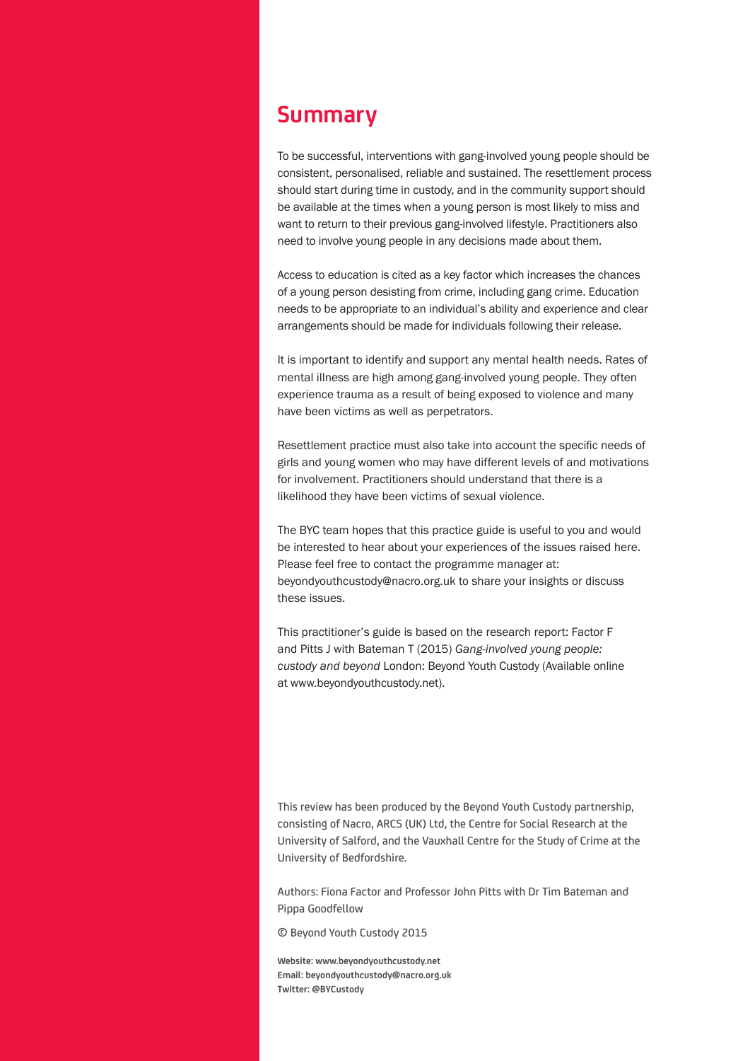## Summary

To be successful, interventions with gang-involved young people should be consistent, personalised, reliable and sustained. The resettlement process should start during time in custody, and in the community support should be available at the times when a young person is most likely to miss and want to return to their previous gang-involved lifestyle. Practitioners also need to involve young people in any decisions made about them.

Access to education is cited as a key factor which increases the chances of a young person desisting from crime, including gang crime. Education needs to be appropriate to an individual's ability and experience and clear arrangements should be made for individuals following their release.

It is important to identify and support any mental health needs. Rates of mental illness are high among gang-involved young people. They often experience trauma as a result of being exposed to violence and many have been victims as well as perpetrators.

Resettlement practice must also take into account the specific needs of girls and young women who may have different levels of and motivations for involvement. Practitioners should understand that there is a likelihood they have been victims of sexual violence.

The BYC team hopes that this practice guide is useful to you and would be interested to hear about your experiences of the issues raised here. Please feel free to contact the programme manager at: beyondyouthcustody@nacro.org.uk to share your insights or discuss these issues.

This practitioner's guide is based on the research report: Factor F and Pitts J with Bateman T (2015) *Gang-involved young people: custody and beyond* London: Beyond Youth Custody (Available online at www.beyondyouthcustody.net).

This review has been produced by the Beyond Youth Custody partnership, consisting of Nacro, ARCS (UK) Ltd, the Centre for Social Research at the University of Salford, and the Vauxhall Centre for the Study of Crime at the University of Bedfordshire.

Authors: Fiona Factor and Professor John Pitts with Dr Tim Bateman and Pippa Goodfellow

© Beyond Youth Custody 2015

**Website: www.beyondyouthcustody.net**
**Email: beyondyouthcustody@nacro.org.uk**
**Twitter: @BYCustody**